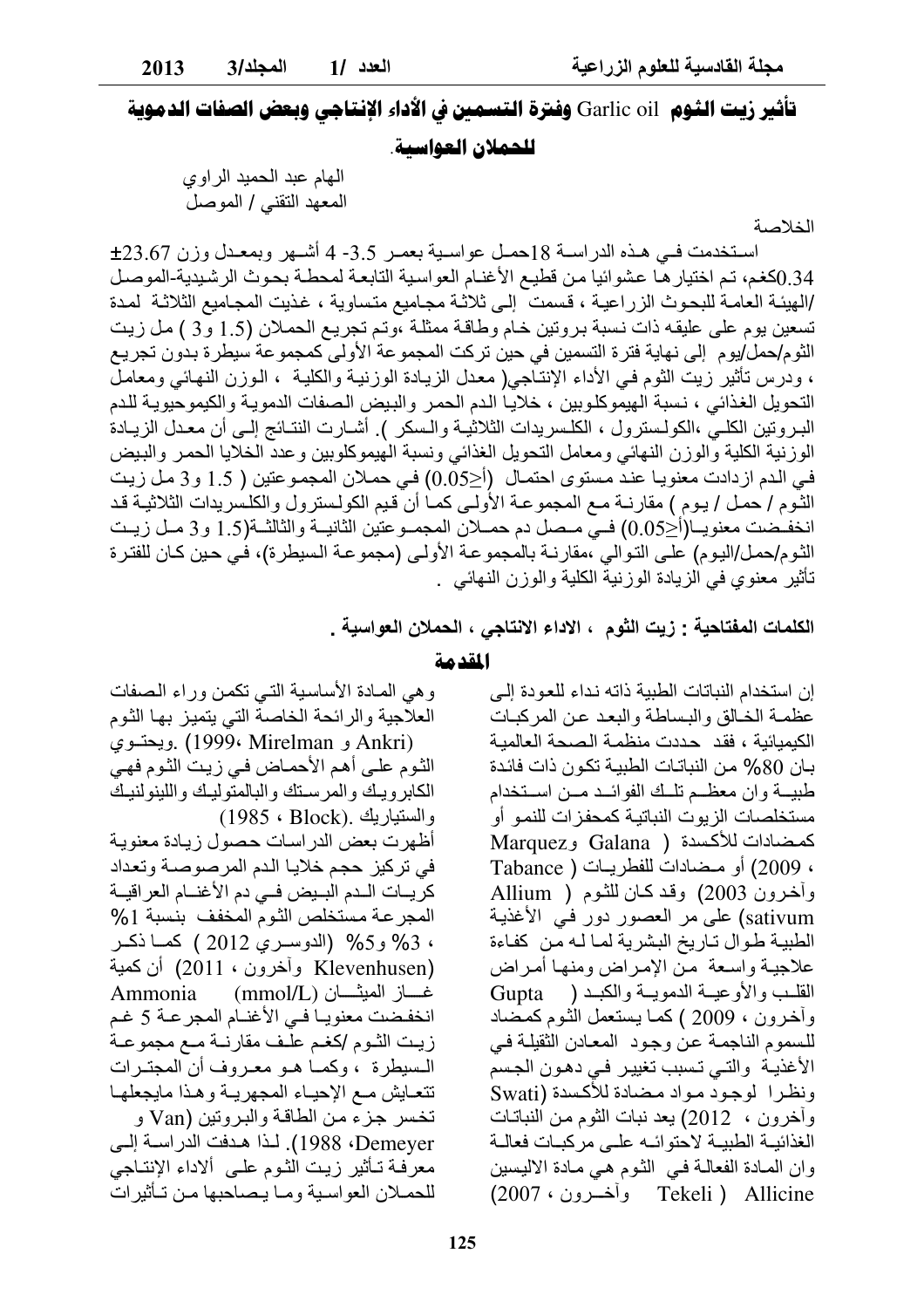# تأثير زيت الثوم Garlic oil وفترة التسمين في الأداء الإنتاجي وبعض الصفات الدموية للحملان العواسية.

الهام عبد الحميد الراوي
المعهد التقني / الموصل

## الخلاصة

استخدمت في هذه الدراسة 18حمل عواسية بعمر 3.5- 4 أشهر وبمعدل وزن 23.67± 0.34كغم، تم اختيارها عشوائيا من قطيع الأغنام العواسية التابعة لمحطة بحوث الرشيدية-الموصل /الهيئة العامة للبحوث الزراعية ، قسمت إلى ثلاثة مجاميع متساوية ، غذيت المجاميع الثلاثة لمدة تسعين يوم على عليقه ذات نسبة بروتين خام وطاقة ممثلة ،وتم تجريع الحملان (1.5 و3 ) مل زيت الثوم/حمل/يوم إلى نهاية فترة التسمين في حين تركت المجموعة الأولى كمجموعة سيطرة بدون تجريع ، ودرس تأثير زيت الثوم في الأداء الإنتاجي( معدل الزيادة الوزنية والكلية ، الوزن النهائي ومعامل التحويل الغذائي ، نسبة الهيموكلوبين ، خلايا الدم الحمر والبيض الصفات الدموية والكيموحيوية للدم البروتين الكلي ،الكولسترول ، الكلسريدات الثلاثية والسكر ). أشارت النتائج إلى أن معدل الزيادة الوزنية الكلية والوزن النهائي ومعامل التحويل الغذائي ونسبة الهيموكلوبين وعدد الخلايا الحمر والبيض في الدم ازدادت معنويا عند مستوى احتمال (أ≥0.05) في حملان المجموعتين ( 1.5 و3 مل زيت الثوم / حمل / يوم ) مقارنة مع المجموعة الأولى كما أن قيم الكولسترول والكلسريدات الثلاثية قد انخفضت معنويا(أ≥0.05) في مصل دم حملان المجموعتين الثانية والثالثة(1.5 و3 مل زيت الثوم/حمل/اليوم) على التوالي ،مقارنة بالمجموعة الأولى (مجموعة السيطرة)، في حين كان للفترة تأثير معنوي في الزيادة الوزنية الكلية والوزن النهائي .

**الكلمات المفتاحية : زيت الثوم ، الاداء الانتاجي ، الحملان العواسية .**

## المقدمة

إن استخدام النباتات الطبية ذاته نداء للعودة إلى عظمة الخالق والبساطة والبعد عن المركبات الكيميائية ، فقد حددت منظمة الصحة العالمية بان 80% من النباتات الطبية تكون ذات فائدة طبية وان معظم تلك الفوائد من استخدام مستخلصات الزيوت النباتية كمحفزات للنمو أو كمضادات للأكسدة ( Galana وMarquez ، 2009) أو مضادات للفطريات ( Tabance وآخرون 2003) وقد كان للثوم ( Allium sativum) على مر العصور دور في الأغذية الطبية طوال تاريخ البشرية لما له من كفاءة علاجية واسعة من الإمراض ومنها أمراض القلب والأوعية الدموية والكبد ( Gupta وآخرون ، 2009 ) كما يستعمل الثوم كمضاد للسموم الناجمة عن وجود المعادن الثقيلة في الأغذية والتي تسبب تغيير في دهون الجسم ونظرا لوجود مواد مضادة للأكسدة (Swati وآخرون ، 2012) يعد نبات الثوم من النباتات الغذائية الطبية لاحتوائه على مركبات فعالة وان المادة الفعالة في الثوم هي مادة الاليسين Allicine ( Tekeli وآخرون ، 2007) وهي المادة الأساسية التي تكمن وراء الصفات العلاجية والرائحة الخاصة التي يتميز بها الثوم (Ankri و Mirelman ،1999) .ويحتوي الثوم على أهم الأحماض في زيت الثوم فهي الكابرويك والمرستك والبالمتوليك واللينولنيك والستياريك .(Block ، 1985)

أظهرت بعض الدراسات حصول زيادة معنوية في تركيز حجم خلايا الدم المرصوصة وتعداد كريات الدم البيض في دم الأغنام العراقية المجرعة مستخلص الثوم المخفف بنسبة 1% ، 3% و5% (الدوسري 2012 ) كما ذكر (Klevenhusen وآخرون ، 2011) أن كمية غاز الميثان (mmol/L) Ammonia انخفضت معنويا في الأغنام المجرعة 5 غم زيت الثوم /كغم علف مقارنة مع مجموعة السيطرة ، وكما هو معروف أن المجترات تتعايش مع الإحياء المجهرية وهذا مايجعلها تخسر جزء من الطاقة والبروتين (Van و Demeyer، 1988). لذا هدفت الدراسة إلى معرفة تأثير زيت الثوم على الاداء الإنتاجي للحملان العواسية وما يصاحبها من تأثيرات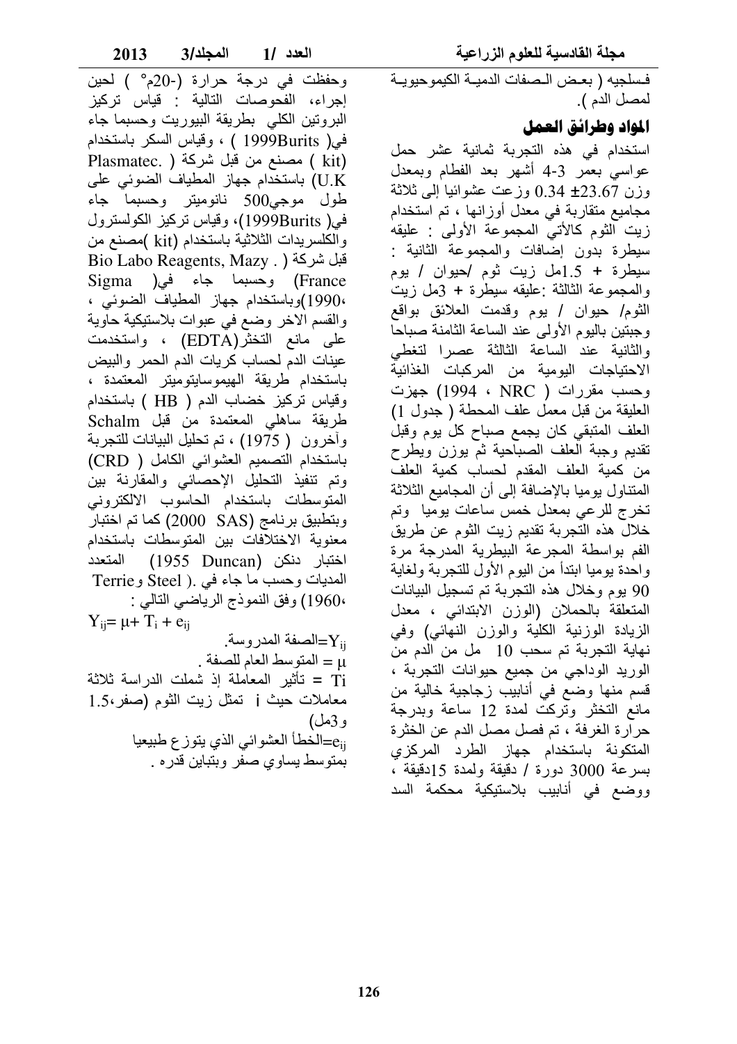فسلجيه ( بعض الصفات الدمية الكيموحيوية لمصل الدم ).

## المواد وطرائق العمل

استخدام في هذه التجربة ثمانية عشر حمل عواسي بعمر 3-4 أشهر بعد الفطام وبمعدل وزن 23.67 ±0.34 وزعت عشوائيا إلى ثلاثة مجاميع متقاربة في معدل أوزانها ، تم استخدام زيت الثوم كالأتي المجموعة الأولى : عليقه سيطرة بدون إضافات والمجموعة الثانية : سيطرة + 1.5مل زيت ثوم /حيوان / يوم والمجموعة الثالثة :عليقه سيطرة + 3مل زيت الثوم/ حيوان / يوم وقدمت العلائق بواقع وجبتين باليوم الأولى عند الساعة الثامنة صباحا والثانية عند الساعة الثالثة عصرا لتغطي الاحتياجات اليومية من المركبات الغذائية وحسب مقررات ( NRC ، 1994) جهزت العليقة من قبل معمل علف المحطة ( جدول 1) العلف المتبقي كان يجمع صباح كل يوم وقبل تقديم وجبة العلف الصباحية ثم يوزن ويطرح من كمية العلف المقدم لحساب كمية العلف المتناول يوميا بالإضافة إلى أن المجاميع الثلاثة تخرج للرعي بمعدل خمس ساعات يوميا وتم خلال هذه التجربة تقديم زيت الثوم عن طريق الفم بواسطة المجرعة البيطرية المدرجة مرة واحدة يوميا ابتدأ من اليوم الأول للتجربة ولغاية 90 يوم وخلال هذه التجربة تم تسجيل البيانات المتعلقة بالحملان (الوزن الابتدائي ، معدل الزيادة الوزنية الكلية والوزن النهائي) وفي نهاية التجربة تم سحب 10 مل من الدم من الوريد الوداجي من جميع حيوانات التجربة ، قسم منها وضع في أنابيب زجاجية خالية من مانع التخثر وتركت لمدة 12 ساعة وبدرجة حرارة الغرفة ، تم فصل مصل الدم عن الخثرة المتكونة باستخدام جهاز الطرد المركزي بسرعة 3000 دورة / دقيقة ولمدة 15دقيقة ، ووضع في أنابيب بلاستيكية محكمة السد وحفظت في درجة حرارة (-20م° ) لحين إجراء، الفحوصات التالية : قياس تركيز البروتين الكلي بطريقة البيوريت وحسبما جاء في( Burits1999 ) ، وقياس السكر باستخدام (kit ) مصنع من قبل شركة ( .Plasmatec U.K) باستخدام جهاز المطياف الضوئي على طول موجي500 نانوميتر وحسبما جاء في( Burits1999)، وقياس تركيز الكولسترول والكلسريدات الثلاثية باستخدام (kit )مصنع من قبل شركة ( . Bio Labo Reagents, Mazy France) وحسبما جاء في( Sigma ،1990)وباستخدام جهاز المطياف الضوئي ، والقسم الاخر وضع في عبوات بلاستيكية حاوية على مانع التخثر(EDTA) ، واستخدمت عينات الدم لحساب كريات الدم الحمر والبيض باستخدام طريقة الهيموسايتوميتر المعتمدة ، وقياس تركيز خضاب الدم ( HB ) باستخدام طريقة ساهلي المعتمدة من قبل Schalm وآخرون ( 1975 ) ، تم تحليل البيانات للتجربة باستخدام التصميم العشوائي الكامل ( CRD) وتم تنفيذ التحليل الإحصائي والمقارنة بين المتوسطات باستخدام الحاسوب الالكتروني وبتطبيق برنامج (SAS 2000) كما تم اختبار معنوية الاختلافات بين المتوسطات باستخدام اختبار دنكن (Duncan 1955) المتعدد المديات وحسب ما جاء في .( Steel وTerrie ،1960) وفق النموذج الرياضي التالي :

$$Y_{ij}= \mu+ T_i + e_{ij}$$

$Y_{ij}$=الصفة المدروسة.

$\mu$ = المتوسط العام للصفة .

$T_i$ = تأثير المعاملة إذ شملت الدراسة ثلاثة معاملات حيث i تمثل زيت الثوم (صفر،1.5 و3مل)

$e_{ij}$=الخطأ العشوائي الذي يتوزع طبيعيا بمتوسط يساوي صفر وبتباين قدره .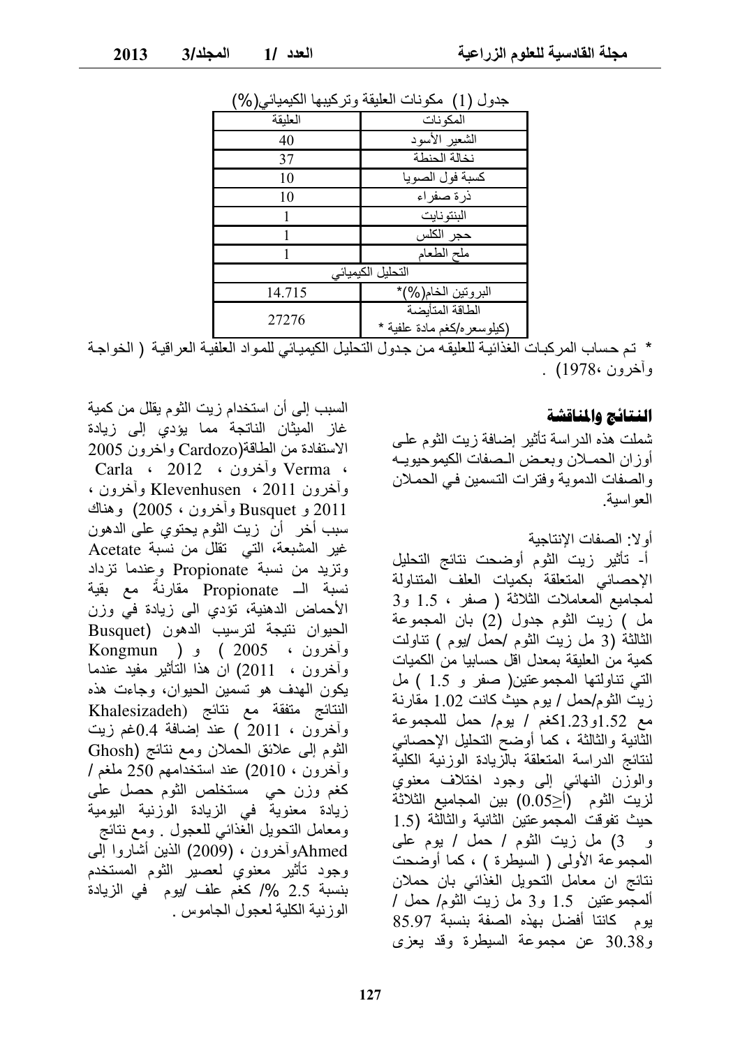جدول (1) مكونات العليقة وتركيبها الكيميائي(%)

| المكونات | العليقة |
|---|---|
| الشعير الأسود | 40 |
| نخالة الحنطة | 37 |
| كسبة فول الصويا | 10 |
| ذرة صفراء | 10 |
| البنتونايت | 1 |
| حجر الكلس | 1 |
| ملح الطعام | 1 |
| التحليل الكيميائي | |
| البروتين الخام(%)* | 14.715 |
| الطاقة المتأيضة (كيلوسعره/كغم مادة علفية * | 27276 |

* تم حساب المركبات الغذائية للعليقه من جدول التحليل الكيميائي للمواد العلفية العراقية ( الخواجة وآخرون ،1978) .

## النتائج والمناقشة

شملت هذه الدراسة تأثير إضافة زيت الثوم على أوزان الحملان وبعض الصفات الكيموحيويه والصفات الدموية وفترات التسمين في الحملان العواسية.

أولا: الصفات الإنتاجية

أ- تأثير زيت الثوم أوضحت نتائج التحليل الإحصائي المتعلقة بكميات العلف المتناولة لمجاميع المعاملات الثلاثة ( صفر ، 1.5 و3 مل ) زيت الثوم جدول (2) بان المجموعة الثالثة (3 مل زيت الثوم /حمل /يوم ) تناولت كمية من العليقة بمعدل اقل حسابيا من الكميات التي تناولتها المجموعتين( صفر و 1.5 ) مل زيت الثوم/حمل / يوم حيث كانت 1.02 مقارنة مع 1.52و1.23كغم / يوم/ حمل للمجموعة الثانية والثالثة ، كما أوضح التحليل الإحصائي لنتائج الدراسة المتعلقة بالزيادة الوزنية الكلية والوزن النهائي إلى وجود اختلاف معنوي لزيت الثوم (أ≤0.05) بين المجاميع الثلاثة حيث تفوقت المجموعتين الثانية والثالثة (1.5 و 3) مل زيت الثوم / حمل / يوم على المجموعة الأولى ( السيطرة ) ، كما أوضحت نتائج ان معامل التحويل الغذائي بان حملان ألمجموعتين 1.5 و3 مل زيت الثوم/ حمل / يوم كانتا أفضل بهذه الصفة بنسبة 85.97 و30.38 عن مجموعة السيطرة وقد يعزى السبب إلى أن استخدام زيت الثوم يقلل من كمية غاز الميثان الناتجة مما يؤدي إلى زيادة الاستفادة من الطاقة(Cardozo واخرون 2005 ، Verma وآخرون ، 2012 ، Carla وآخرون 2011 ، Klevenhusen وآخرون ، 2011 و Busquet وآخرون ، 2005) وهناك سبب أخر أن زيت الثوم يحتوي على الدهون غير المشبعة، التي تقلل من نسبة Acetate وتزيد من نسبة Propionate وعندما تزداد نسبة الـ Propionate مقارنةً مع بقية الأحماض الدهنية، تؤدي الى زيادة في وزن الحيوان نتيجة لترسيب الدهون (Busquet وآخرون ، 2005 ) و ( Kongmun وآخرون ، 2011) ان هذا التأثير مفيد عندما يكون الهدف هو تسمين الحيوان، وجاءت هذه النتائج متفقة مع نتائج (Khalesizadeh وآخرون ، 2011 ) عند إضافة 0.4غم زيت الثوم إلى علائق الحملان ومع نتائج (Ghosh وآخرون ، 2010) عند استخدامهم 250 ملغم / كغم وزن حي مستخلص الثوم حصل على زيادة معنوية في الزيادة الوزنية اليومية ومعامل التحويل الغذائي للعجول . ومع نتائج Ahmedوآخرون ، (2009) الذين أشاروا إلى وجود تأثير معنوي لعصير الثوم المستخدم بنسبة 2.5 %/ كغم علف /يوم في الزيادة الوزنية الكلية لعجول الجاموس .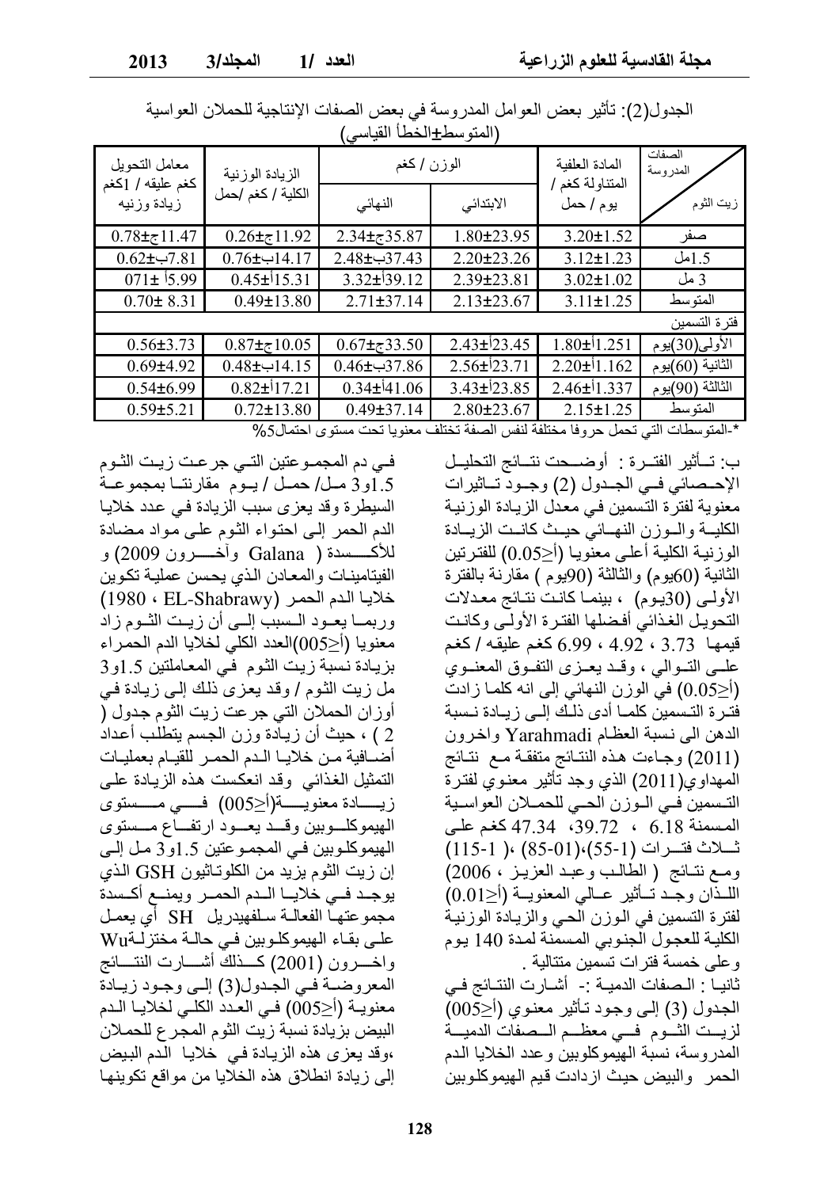الجدول(2): تأثير بعض العوامل المدروسة في بعض الصفات الإنتاجية للحملان العواسية (المتوسط±الخطأ القياسي)

| الصفات المدروسة / زيت الثوم | المادة العلفية المتناولة كغم / يوم / حمل | الوزن / كغم | | الزيادة الوزنية الكلية / كغم /حمل | معامل التحويل كغم عليقه / 1كغم زيادة وزنيه |
|---|---|---|---|---|---|
| | | الابتدائي | النهائي | | |
| صفر | 3.20±1.52 | 1.80±23.95 | 2.34±ج35.87 | 0.26±ج11.92 | 0.78±ج11.47 |
| 1.5مل | 3.12±1.23 | 2.20±23.26 | 2.48±ب37.43 | 0.76±ب14.17 | 0.62±ب7.81 |
| 3 مل | 3.02±1.02 | 2.39±23.81 | 3.32±أ39.12 | 0.45±أ15.31 | 071±أ 5.99 |
| المتوسط | 3.11±1.25 | 2.13±23.67 | 2.71±37.14 | 0.49±13.80 | 0.70± 8.31 |
| فترة التسمين | | | | | |
| الأولى(30)يوم | 1.80±أ1.251 | 2.43±أ23.45 | 0.67±ج33.50 | 0.87±ج10.05 | 0.56±3.73 |
| الثانية (60)يوم | 2.20±أ1.162 | 2.56±أ23.71 | 0.46±ب37.86 | 0.48±ب14.15 | 0.69±4.92 |
| الثالثة (90)يوم | 2.46±أ1.337 | 3.43±أ23.85 | 0.34±أ41.06 | 0.82±أ17.21 | 0.54±6.99 |
| المتوسط | 2.15±1.25 | 2.80±23.67 | 0.49±37.14 | 0.72±13.80 | 0.59±5.21 |

*-المتوسطات التي تحمل حروفا مختلفة لنفس الصفة تختلف معنويا تحت مستوى احتمال5%

ب: تأثير الفترة : أوضحت نتائج التحليل الإحصائي في الجدول (2) وجود تأثيرات معنوية لفترة التسمين في معدل الزيادة الوزنية الكلية والوزن النهائي حيث كانت الزيادة الوزنية الكلية أعلى معنويا (أ≤0.05) للفترتين الثانية (60يوم) والثالثة (90يوم ) مقارنة بالفترة الأولى (30يوم) ، بينما كانت نتائج معدلات التحويل الغذائي أفضلها الفترة الأولى وكانت قيمها 3.73 ، 4.92 ، 6.99 كغم عليقه / كغم على التوالي ، وقد يعزى التفوق المعنوي (أ≤0.05) في الوزن النهائي إلى انه كلما زادت فترة التسمين كلما أدى ذلك إلى زيادة نسبة الدهن الى نسبة العظام Yarahmadi واخرون (2011) وجاءت هذه النتائج متفقة مع نتائج المهداوي(2011) الذي وجد تأثير معنوي لفترة التسمين في الوزن الحي للحملان العواسية المسمنة 6.18 ، 39.72، 47.34 كغم على ثلاث فترات (1-55)،(01-85) ،( 1-115) ومع نتائج ( الطالب وعبد العزيز ، 2006) اللذان وجد تأثير عالي المعنوية (أ≤0.01) لفترة التسمين في الوزن الحي والزيادة الوزنية الكلية للعجول الجنوبي المسمنة لمدة 140 يوم وعلى خمسة فترات تسمين متتالية .

ثانيا :- الصفات الدمية :- أشارت النتائج في الجدول (3) إلى وجود تأثير معنوي (أ≤005) لزيت الثوم في معظم الصفات الدمية المدروسة، نسبة الهيموكلوبين وعدد الخلايا الدم الحمر والبيض حيث ازدادت قيم الهيموكلوبين في دم المجموعتين التي جرعت زيت الثوم 1.5و3 مل/ حمل / يوم مقارنتا بمجموعة السيطرة وقد يعزى سبب الزيادة في عدد خلايا الدم الحمر إلى احتواء الثوم على مواد مضادة للأكسدة ( Galana وآخرون 2009) و الفيتامينات والمعادن الذي يحسن عملية تكوين خلايا الدم الحمر (EL-Shabrawy ، 1980) وربما يعود السبب إلى أن زيت الثوم زاد معنويا (أ≤005)العدد الكلي لخلايا الدم الحمراء بزيادة نسبة زيت الثوم في المعاملتين 1.5و3 مل زيت الثوم / وقد يعزى ذلك إلى زيادة في أوزان الحملان التي جرعت زيت الثوم جدول ( 2 ) ، حيث أن زيادة وزن الجسم يتطلب أعداد أضافية من خلايا الدم الحمر للقيام بعمليات التمثيل الغذائي وقد انعكست هذه الزيادة على زيادة معنوية(أ≤005) في مستوى الهيموكلوبين وقد يعود ارتفاع مستوى الهيموكلوبين في المجموعتين 1.5و3 مل إلى إن زيت الثوم يزيد من الكلوتاثيون GSH الذي يوجد في خلايا الدم الحمر ويمنع أكسدة مجموعتها الفعالة سلفهيدريل SH أي يعمل على بقاء الهيموكلوبين في حالة مختزلةWu واخرون (2001) كذلك أشارت النتائج المعروضة في الجدول(3) إلى وجود زيادة معنوية (أ≤005) في العدد الكلي لخلايا الدم البيض بزيادة نسبة زيت الثوم المجرع للحملان ،وقد يعزى هذه الزيادة في خلايا الدم البيض إلى زيادة انطلاق هذه الخلايا من مواقع تكوينها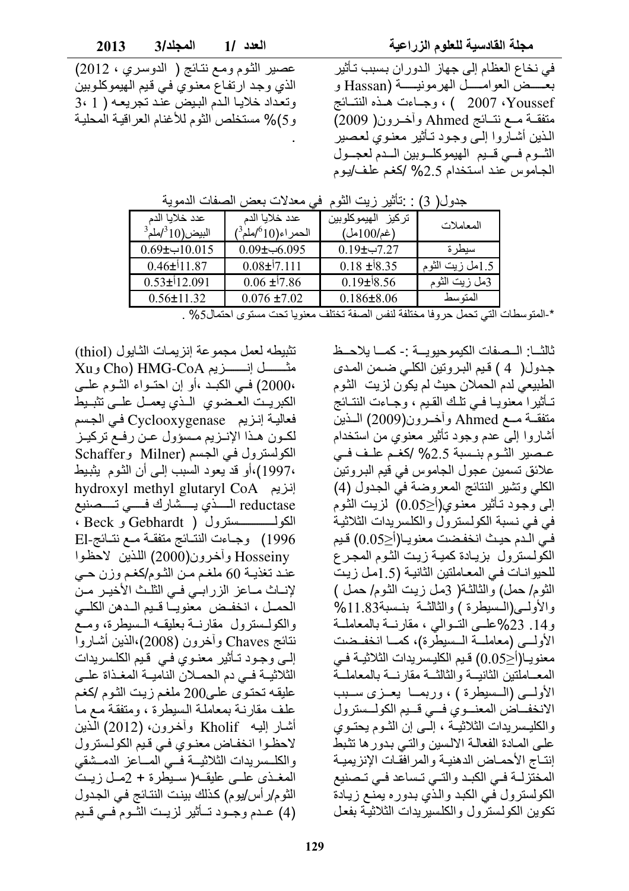في نخاع العظام إلى جهاز الدوران بسبب تأثير بعض العوامل الهرمونية (Hassan و Youssef، 2007 ) ، وجاءت هذه النتائج متفقة مع نتائج Ahmed وآخرون( 2009) الذين أشاروا إلى وجود تأثير معنوي لعصير الثوم في قيم الهيموكلوبين الدم لعجول الجاموس عند استخدام 2.5% /كغم علف/يوم عصير الثوم ومع نتائج ( الدوسري ، 2012) الذي وجد ارتفاع معنوي في قيم الهيموكلوبين وتعداد خلايا الدم البيض عند تجريعه ( 1 ،3 و5)% مستخلص الثوم للأغنام العراقية المحلية .

جدول( 3) : :تأثير زيت الثوم في معدلات بعض الصفات الدموية

| المعاملات | تركيز الهيموكلوبين (غم/100مل) | عدد خلايا الدم الحمراء($10^6$/ملم$^3$) | عدد خلايا الدم البيض($10^3$/ملم$^3$) |
|---|---|---|---|
| سيطرة | 0.19±ب7.27 | 0.09±ب6.095 | 0.69±ب10.015 |
| 1.5مل زيت الثوم | 0.18 ±أ8.35 | 0.08±أ7.111 | 0.46±أ11.87 |
| 3مل زيت الثوم | 0.19±أ8.56 | 0.06 ±أ7.86 | 0.53±أ12.091 |
| المتوسط | 0.186±8.06 | 0.076 ±7.02 | 0.56±11.32 |

*-المتوسطات التي تحمل حروفا مختلفة لنفس الصفة تختلف معنويا تحت مستوى احتمال5% .

ثالثا: الصفات الكيموحيوية :- كما يلاحظ جدول( 4 ) قيم البروتين الكلي ضمن المدى الطبيعي لدم الحملان حيث لم يكون لزيت الثوم تأثيرا معنويا في تلك القيم ، وجاءت النتائج متفقة مع Ahmed وآخرون(2009) الذين أشاروا إلى عدم وجود تأثير معنوي من استخدام عصير الثوم بنسبة 2.5% /كغم علف في علائق تسمين عجول الجاموس في قيم البروتين الكلي وتشير النتائج المعروضة في الجدول (4) إلى وجود تأثير معنوي(أ≥0.05) لزيت الثوم في في نسبة الكولسترول والكلسريدات الثلاثية في الدم حيث انخفضت معنويا(أ≥0.05) قيم الكولسترول بزيادة كمية زيت الثوم المجرع للحيوانات في المعاملتين الثانية (1.5مل زيت الثوم/ حمل) والثالثة( 3مل زيت الثوم/ حمل ) والأولى(السيطرة ) والثالثة بنسبة11.83% و14. 23%على التوالي ، مقارنة بالمعاملة الأولى (معاملة السيطرة)، كما انخفضت معنويا(أ≥0.05) قيم الكليسريدات الثلاثية في المعاملتين الثانية والثالثة مقارنة بالمعاملة الأولى (السيطرة ) ، وربما يعزى سبب الانخفاض المعنوي في قيم الكولسترول والكليسريدات الثلاثية ، إلى إن الثوم يحتوي على المادة الفعالة الالسين والتي بدورها تثبط إنتاج الأحماض الدهنية والمرافقات الإنزيمية المختزلة في الكبد والتي تساعد في تصنيع الكولسترول في الكبد والذي بدوره يمنع زيادة تكوين الكولسترول والكلسيريدات الثلاثية بفعل تثبيطه لعمل مجموعة إنزيمات الثايول (thiol) مثل إنزيم HMG-CoA (Cho وXu ،2000) في الكبد ،أو إن احتواء الثوم على الكبريت العضوي الذي يعمل على تثبيط فعالية إنزيم Cyclooxygenase في الجسم لكون هذا الإنزيم مسؤول عن رفع تركيز الكولسترول في الجسم (Milner وSchaffer ،1997)،أو قد يعود السبب إلى أن الثوم يثبط إنزيم hydroxyl methyl glutaryl CoA reductase الذي يشارك في تصنيع الكولسترول ( Gebhardt و Beck ، 1996) وجاءت النتائج متفقة مع نتائج El-Hosseiny وآخرون(2000) اللذين لاحظوا عند تغذية 60 ملغم من الثوم/كغم وزن حي لإناث ماعز الزرابي في الثلث الأخير من الحمل ، انخفض معنويا قيم الدهن الكلي والكولسترول مقارنة بعليقه السيطرة، ومع نتائج Chaves وآخرون (2008)،الذين أشاروا إلى وجود تأثير معنوي في قيم الكلسريدات الثلاثية في دم الحملان النامية المغذاة على عليقه تحتوي على200 ملغم زيت الثوم /كغم علف مقارنة بمعاملة السيطرة ، ومتفقة مع ما أشار إليه Kholif وآخرون، (2012) الذين لاحظوا انخفاض معنوي في قيم الكولسترول والكلسريدات الثلاثية في الماعز الدمشقي المغذى على عليقه( سيطرة + 2مل زيت الثوم/رأس/يوم) كذلك بينت النتائج في الجدول (4) عدم وجود تأثير لزيت الثوم في قيم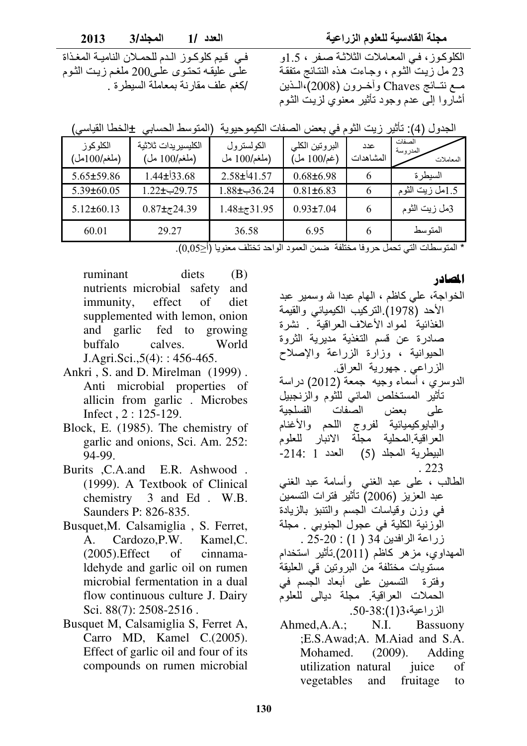الكلوكوز، في المعاملات الثلاثة صفر ، 1.5و 23 مل زيت الثوم ، وجاءت هذه النتائج متفقة مع نتائج Chaves وآخرون (2008)،الذين أشاروا إلى عدم وجود تأثير معنوي لزيت الثوم في قيم كلوكوز الدم للحملان النامية المغذاة على عليقه تحتوي على200 ملغم زيت الثوم /كغم علف مقارنة بمعاملة السيطرة .

الجدول (4): تأثير زيت الثوم في بعض الصفات الكيموحيوية (المتوسط الحسابي ±الخطا القياسي)

| المعاملات / الصفات المدروسة | عدد المشاهدات | البروتين الكلي (غم/100 مل) | الكولسترول (ملغم/100 مل | الكليسيريدات ثلاثية (ملغم/100 مل) | الكلوكوز (ملغم/100مل) |
|---|---|---|---|---|---|
| السيطرة | 6 | 0.68±6.98 | 2.58±أ41.57 | 1.44±أ33.68 | 5.65±59.86 |
| 1.5مل زيت الثوم | 6 | 0.81±6.83 | 1.88±ب36.24 | 1.22±ب29.75 | 5.39±60.05 |
| 3مل زيت الثوم | 6 | 0.93±7.04 | 1.48±ج31.95 | 0.87±ج24.39 | 5.12±60.13 |
| المتوسط | 6 | 6.95 | 36.58 | 29.27 | 60.01 |

* المتوسطات التي تحمل حروفا مختلفة ضمن العمود الواحد تختلف معنويا (أ≥0,05).

## المصادر

الخواجة، علي كاظم ، الهام عبدا لله وسمير عبد الأحد (1978).التركيب الكيميائي والقيمة الغذائية لمواد الأعلاف العراقية . نشرة صادرة عن قسم التغذية مديرية الثروة الحيوانية ، وزارة الزراعة والإصلاح الزراعي . جمهورية العراق.

الدوسري ، أسماء وجيه جمعة (2012) دراسة تأثير المستخلص المائي للثوم والزنجبيل على بعض الصفات الفسلجية والبايوكيميائية لفروج اللحم والأغنام العراقية.المحلية مجلة الانبار للعلوم البيطرية المجلد (5) العدد 1 :214-223 .

الطالب ، على عبد الغني وأسامة عبد الغني عبد العزيز (2006) تأثير فترات التسمين في وزن وقياسات الجسم والتنبؤ بالزيادة الوزنية الكلية في عجول الجنوبي . مجلة زراعة الرافدين 34 ( 1) : 20-25 .

المهداوي، مزهر كاظم (2011).تأثير استخدام مستويات مختلفة من البروتين قي العليقة وفترة التسمين على أبعاد الجسم في الحملات العراقية. مجلة ديالى للعلوم الزراعية،3(1):38-50.

Ahmed,A.A.; N.I. Bassuony ;E.S.Awad;A. M.Aiad and S.A. Mohamed. (2009). Adding utilization natural juice of vegetables and fruitage to ruminant diets (B) nutrients microbial safety and immunity, effect of diet supplemented with lemon, onion and garlic fed to growing buffalo calves. World J.Agri.Sci.,5(4): : 456-465.

Ankri , S. and D. Mirelman (1999) . Anti microbial properties of allicin from garlic . Microbes Infect , 2 : 125-129.

Block, E. (1985). The chemistry of garlic and onions, Sci. Am. 252: 94-99.

Burits ,C.A.and E.R. Ashwood . (1999). A Textbook of Clinical chemistry 3 and Ed . W.B. Saunders P: 826-835.

Busquet,M. Calsamiglia , S. Ferret, A. Cardozo,P.W. Kamel,C. (2005).Effect of cinnama-ldehyde and garlic oil on rumen microbial fermentation in a dual flow continuous culture J. Dairy Sci. 88(7): 2508-2516 .

Busquet M, Calsamiglia S, Ferret A, Carro MD, Kamel C.(2005). Effect of garlic oil and four of its compounds on rumen microbial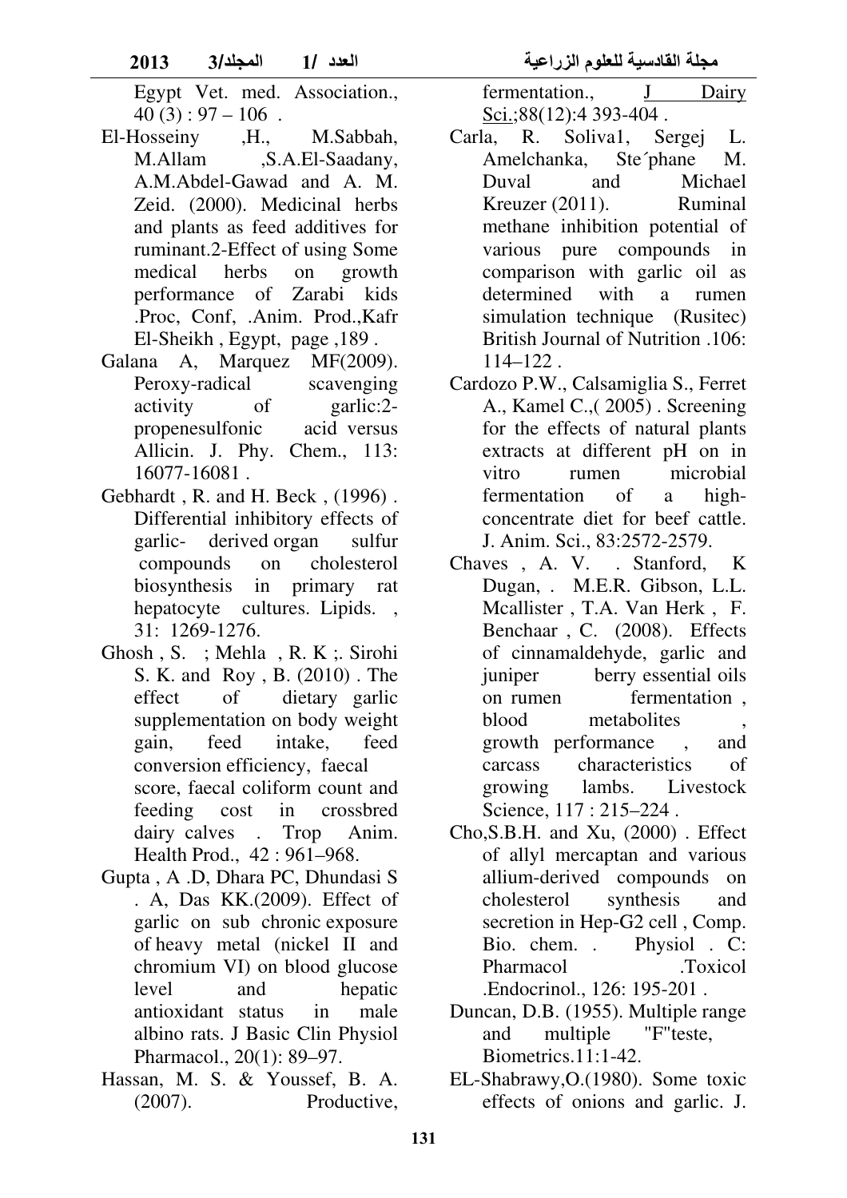Egypt Vet. med. Association., 40 (3) : 97 – 106 .

El-Hosseiny ,H., M.Sabbah, M.Allam ,S.A.El-Saadany, A.M.Abdel-Gawad and A. M. Zeid. (2000). Medicinal herbs and plants as feed additives for ruminant.2-Effect of using Some medical herbs on growth performance of Zarabi kids .Proc, Conf, .Anim. Prod.,Kafr El-Sheikh , Egypt, page ,189 .

Galana A, Marquez MF(2009). Peroxy-radical scavenging activity of garlic:2-propenesulfonic acid versus Allicin. J. Phy. Chem., 113: 16077-16081 .

Gebhardt , R. and H. Beck , (1996) . Differential inhibitory effects of garlic- derived organ sulfur compounds on cholesterol biosynthesis in primary rat hepatocyte cultures. Lipids. , 31: 1269-1276.

Ghosh , S. ; Mehla , R. K ;. Sirohi S. K. and Roy , B. (2010) . The effect of dietary garlic supplementation on body weight gain, feed intake, feed conversion efficiency, faecal score, faecal coliform count and feeding cost in crossbred dairy calves . Trop Anim. Health Prod., 42 : 961–968.

Gupta , A .D, Dhara PC, Dhundasi S . A, Das KK.(2009). Effect of garlic on sub chronic exposure of heavy metal (nickel II and chromium VI) on blood glucose level and hepatic antioxidant status in male albino rats. J Basic Clin Physiol Pharmacol., 20(1): 89–97.

Hassan, M. S. & Youssef, B. A. (2007). Productive, fermentation., J Dairy Sci.;88(12):4 393-404 .

Carla, R. Soliva1, Sergej L. Amelchanka, Ste´phane M. Duval and Michael Kreuzer (2011). Ruminal methane inhibition potential of various pure compounds in comparison with garlic oil as determined with a rumen simulation technique (Rusitec) British Journal of Nutrition .106: 114–122 .

Cardozo P.W., Calsamiglia S., Ferret A., Kamel C.,( 2005) . Screening for the effects of natural plants extracts at different pH on in vitro rumen microbial fermentation of a high-concentrate diet for beef cattle. J. Anim. Sci., 83:2572-2579.

Chaves , A. V. . Stanford, K Dugan, . M.E.R. Gibson, L.L. Mcallister , T.A. Van Herk , F. Benchaar , C. (2008). Effects of cinnamaldehyde, garlic and juniper berry essential oils on rumen fermentation , blood metabolites , growth performance , and carcass characteristics of growing lambs. Livestock Science, 117 : 215–224 .

Cho,S.B.H. and Xu, (2000) . Effect of allyl mercaptan and various allium-derived compounds on cholesterol synthesis and secretion in Hep-G2 cell , Comp. Bio. chem. . Physiol . C: Pharmacol .Toxicol .Endocrinol., 126: 195-201 .

Duncan, D.B. (1955). Multiple range and multiple "F"teste, Biometrics.11:1-42.

EL-Shabrawy,O.(1980). Some toxic effects of onions and garlic. J.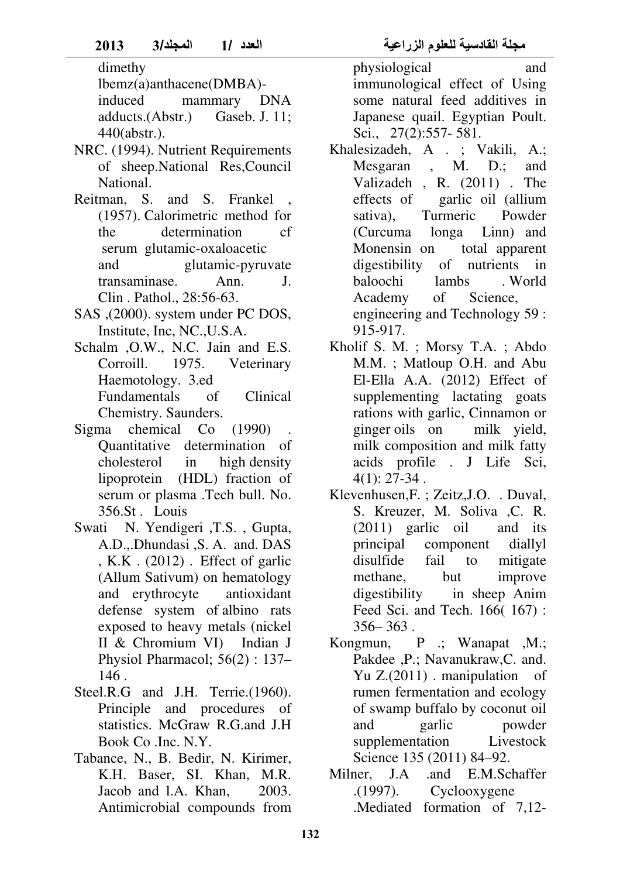dimethy lbemz(a)anthacene(DMBA)-induced mammary DNA adducts.(Abstr.) Gaseb. J. 11; 440(abstr.).

NRC. (1994). Nutrient Requirements of sheep.National Res,Council National.

Reitman, S. and S. Frankel , (1957). Calorimetric method for the determination cf serum glutamic-oxaloacetic and glutamic-pyruvate transaminase. Ann. J. Clin . Pathol., 28:56-63.

SAS ,(2000). system under PC DOS, Institute, Inc, NC.,U.S.A.

Schalm ,O.W., N.C. Jain and E.S. Corroill. 1975. Veterinary Haemotology. 3.ed Fundamentals of Clinical Chemistry. Saunders.

Sigma chemical Co (1990) . Quantitative determination of cholesterol in high density lipoprotein (HDL) fraction of serum or plasma .Tech bull. No. 356.St . Louis

Swati N. Yendigeri ,T.S. , Gupta, A.D.,.Dhundasi ,S. A. and. DAS , K.K . (2012) . Effect of garlic (Allum Sativum) on hematology and erythrocyte antioxidant defense system of albino rats exposed to heavy metals (nickel II & Chromium VI) Indian J Physiol Pharmacol; 56(2) : 137–146 .

Steel.R.G and J.H. Terrie.(1960). Principle and procedures of statistics. McGraw R.G.and J.H Book Co .Inc. N.Y.

Tabance, N., B. Bedir, N. Kirimer, K.H. Baser, SI. Khan, M.R. Jacob and l.A. Khan, 2003. Antimicrobial compounds from physiological and immunological effect of Using some natural feed additives in Japanese quail. Egyptian Poult. Sci., 27(2):557- 581.

Khalesizadeh, A . ; Vakili, A.; Mesgaran , M. D.; and Valizadeh , R. (2011) . The effects of garlic oil (allium sativa), Turmeric Powder (Curcuma longa Linn) and Monensin on total apparent digestibility of nutrients in baloochi lambs . World Academy of Science, engineering and Technology 59 : 915-917.

Kholif S. M. ; Morsy T.A. ; Abdo M.M. ; Matloup O.H. and Abu El-Ella A.A. (2012) Effect of supplementing lactating goats rations with garlic, Cinnamon or ginger oils on milk yield, milk composition and milk fatty acids profile . J Life Sci, 4(1): 27-34 .

Klevenhusen,F. ; Zeitz,J.O. . Duval, S. Kreuzer, M. Soliva ,C. R. (2011) garlic oil and its principal component diallyl disulfide fail to mitigate methane, but improve digestibility in sheep Anim Feed Sci. and Tech. 166( 167) : 356– 363 .

Kongmun, P .; Wanapat ,M.; Pakdee ,P.; Navanukraw,C. and. Yu Z.(2011) . manipulation of rumen fermentation and ecology of swamp buffalo by coconut oil and garlic powder supplementation Livestock Science 135 (2011) 84–92.

Milner, J.A .and E.M.Schaffer .(1997). Cyclooxygene .Mediated formation of 7,12-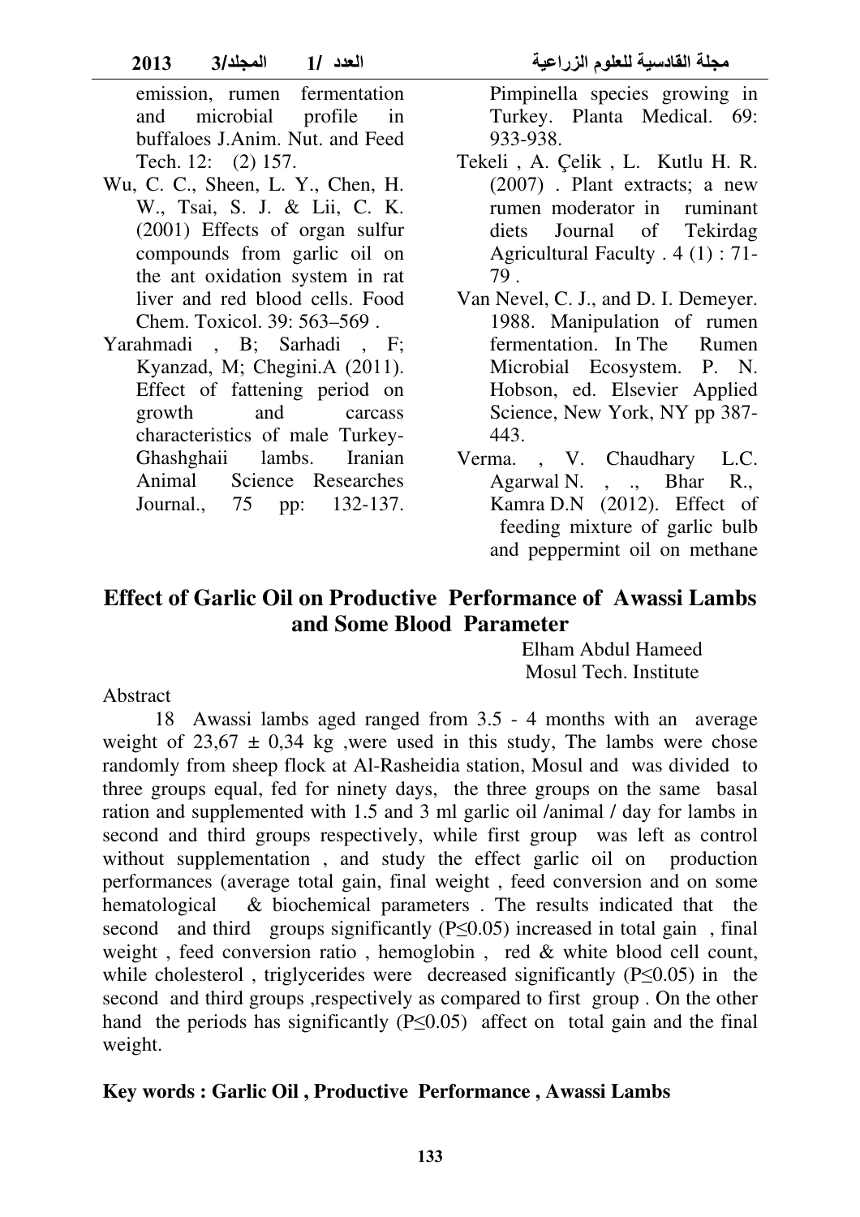emission, rumen fermentation and microbial profile in buffaloes J.Anim. Nut. and Feed Tech. 12: (2) 157.

Wu, C. C., Sheen, L. Y., Chen, H. W., Tsai, S. J. & Lii, C. K. (2001) Effects of organ sulfur compounds from garlic oil on the ant oxidation system in rat liver and red blood cells. Food Chem. Toxicol. 39: 563–569 .

Yarahmadi , B; Sarhadi , F; Kyanzad, M; Chegini.A (2011). Effect of fattening period on growth and carcass characteristics of male Turkey-Ghashghaii lambs. Iranian Animal Science Researches Journal., 75 pp: 132-137.

Pimpinella species growing in Turkey. Planta Medical. 69: 933-938.

Tekeli , A. Çelik , L. Kutlu H. R. (2007) . Plant extracts; a new rumen moderator in ruminant diets Journal of Tekirdag Agricultural Faculty . 4 (1) : 71-79 .

Van Nevel, C. J., and D. I. Demeyer. 1988. Manipulation of rumen fermentation. In The Rumen Microbial Ecosystem. P. N. Hobson, ed. Elsevier Applied Science, New York, NY pp 387-443.

Verma. , V. Chaudhary L.C. Agarwal N. , ., Bhar R., Kamra D.N (2012). Effect of feeding mixture of garlic bulb and peppermint oil on methane

# Effect of Garlic Oil on Productive Performance of Awassi Lambs and Some Blood Parameter

Elham Abdul Hameed
Mosul Tech. Institute

Abstract

18 Awassi lambs aged ranged from 3.5 - 4 months with an average weight of 23,67 ± 0,34 kg ,were used in this study, The lambs were chose randomly from sheep flock at Al-Rasheidia station, Mosul and was divided to three groups equal, fed for ninety days, the three groups on the same basal ration and supplemented with 1.5 and 3 ml garlic oil /animal / day for lambs in second and third groups respectively, while first group was left as control without supplementation , and study the effect garlic oil on production performances (average total gain, final weight , feed conversion and on some hematological & biochemical parameters . The results indicated that the second and third groups significantly ($P \leq 0.05$) increased in total gain , final weight , feed conversion ratio , hemoglobin , red & white blood cell count, while cholesterol , triglycerides were decreased significantly ($P \leq 0.05$) in the second and third groups ,respectively as compared to first group . On the other hand the periods has significantly ($P \leq 0.05$) affect on total gain and the final weight.

**Key words : Garlic Oil , Productive Performance , Awassi Lambs**